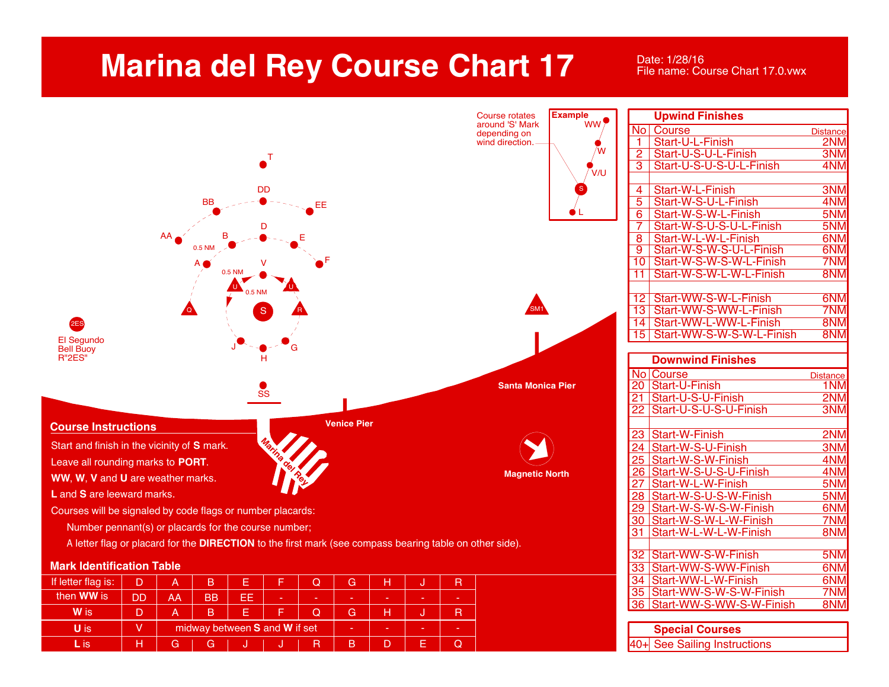# Marina del Rey Course Chart 17

Date: 1/28/16
File name: Course Chart 17.0.vwx

Course rotates around 'S' Mark depending on wind direction.

Example: WW, W, V/U, S, L

T, DD, BB, EE, AA, B, D, E, F, A, V, 0.5 NM, 0.5 NM, 0.5 NM, U, U, Q, S, R, J, G, H, SS, SM1

2ES — El Segundo Bell Buoy R"2ES"

Santa Monica Pier

Venice Pier

Marina del Rey

Magnetic North

## Course Instructions

Start and finish in the vicinity of **S** mark.

Leave all rounding marks to **PORT**.

**WW**, **W**, **V** and **U** are weather marks.

**L** and **S** are leeward marks.

Courses will be signaled by code flags or number placards:

- Number pennant(s) or placards for the course number;
- A letter flag or placard for the **DIRECTION** to the first mark (see compass bearing table on other side).

## Mark Identification Table

| If letter flag is: | D | A | B | E | F | Q | G | H | J | R |
|---|---|---|---|---|---|---|---|---|---|---|
| then WW is | DD | AA | BB | EE | - | - | - | - | - | - |
| W is | D | A | B | E | F | Q | G | H | J | R |
| U is | V | midway between S and W if set | | | | | - | - | - | - |
| L is | H | G | G | J | J | R | B | D | E | Q |

## Upwind Finishes

| No | Course | Distance |
|---|---|---|
| 1 | Start-U-L-Finish | 2NM |
| 2 | Start-U-S-U-L-Finish | 3NM |
| 3 | Start-U-S-U-S-U-L-Finish | 4NM |
| | | |
| 4 | Start-W-L-Finish | 3NM |
| 5 | Start-W-S-U-L-Finish | 4NM |
| 6 | Start-W-S-W-L-Finish | 5NM |
| 7 | Start-W-S-U-S-U-L-Finish | 5NM |
| 8 | Start-W-L-W-L-Finish | 6NM |
| 9 | Start-W-S-W-S-U-L-Finish | 6NM |
| 10 | Start-W-S-W-S-W-L-Finish | 7NM |
| 11 | Start-W-S-W-L-W-L-Finish | 8NM |
| | | |
| 12 | Start-WW-S-W-L-Finish | 6NM |
| 13 | Start-WW-S-WW-L-Finish | 7NM |
| 14 | Start-WW-L-WW-L-Finish | 8NM |
| 15 | Start-WW-S-W-S-W-L-Finish | 8NM |

## Downwind Finishes

| No | Course | Distance |
|---|---|---|
| 20 | Start-U-Finish | 1NM |
| 21 | Start-U-S-U-Finish | 2NM |
| 22 | Start-U-S-U-S-U-Finish | 3NM |
| | | |
| 23 | Start-W-Finish | 2NM |
| 24 | Start-W-S-U-Finish | 3NM |
| 25 | Start-W-S-W-Finish | 4NM |
| 26 | Start-W-S-U-S-U-Finish | 4NM |
| 27 | Start-W-L-W-Finish | 5NM |
| 28 | Start-W-S-U-S-W-Finish | 5NM |
| 29 | Start-W-S-W-S-W-Finish | 6NM |
| 30 | Start-W-S-W-L-W-Finish | 7NM |
| 31 | Start-W-L-W-L-W-Finish | 8NM |
| | | |
| 32 | Start-WW-S-W-Finish | 5NM |
| 33 | Start-WW-S-WW-Finish | 6NM |
| 34 | Start-WW-L-W-Finish | 6NM |
| 35 | Start-WW-S-W-S-W-Finish | 7NM |
| 36 | Start-WW-S-WW-S-W-Finish | 8NM |

## Special Courses

| No | Course |
|---|---|
| 40+ | See Sailing Instructions |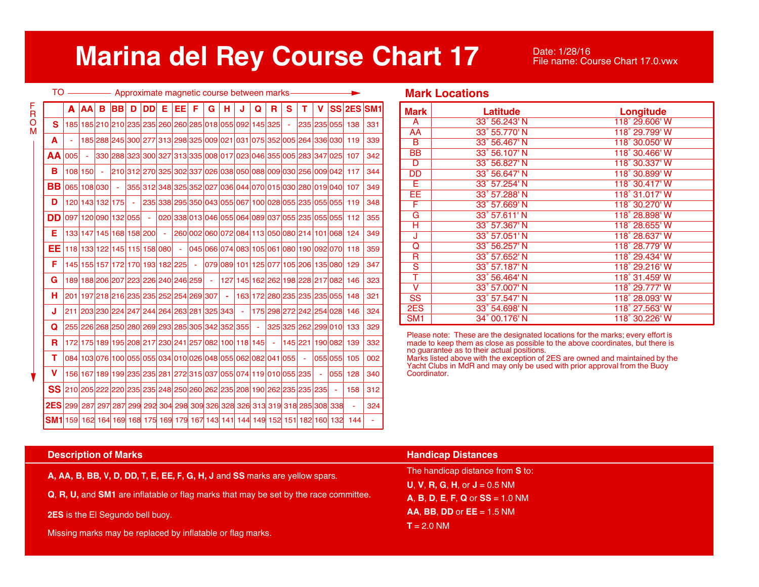# Marina del Rey Course Chart 17

Date: 1/28/16
File name: Course Chart 17.0.vwx

TO ——— Approximate magnetic course between marks ———→

FROM ↓

| | A | AA | B | BB | D | DD | E | EE | F | G | H | J | Q | R | S | T | V | SS | 2ES | SM1 |
|---|---|---|---|---|---|---|---|---|---|---|---|---|---|---|---|---|---|---|---|---|
| **S** | 185 | 185 | 210 | 210 | 235 | 235 | 260 | 260 | 285 | 018 | 055 | 092 | 145 | 325 | - | 235 | 235 | 055 | 138 | 331 |
| **A** | - | 185 | 288 | 245 | 300 | 277 | 313 | 298 | 325 | 009 | 021 | 031 | 075 | 352 | 005 | 264 | 336 | 030 | 119 | 339 |
| **AA** | 005 | - | 330 | 288 | 323 | 300 | 327 | 313 | 335 | 008 | 017 | 023 | 046 | 355 | 005 | 283 | 347 | 025 | 107 | 342 |
| **B** | 108 | 150 | - | 210 | 312 | 270 | 325 | 302 | 337 | 026 | 038 | 050 | 088 | 009 | 030 | 256 | 009 | 042 | 117 | 344 |
| **BB** | 065 | 108 | 030 | - | 355 | 312 | 348 | 325 | 352 | 027 | 036 | 044 | 070 | 015 | 030 | 280 | 019 | 040 | 107 | 349 |
| **D** | 120 | 143 | 132 | 175 | - | 235 | 338 | 295 | 350 | 043 | 055 | 067 | 100 | 028 | 055 | 235 | 055 | 055 | 119 | 348 |
| **DD** | 097 | 120 | 090 | 132 | 055 | - | 020 | 338 | 013 | 046 | 055 | 064 | 089 | 037 | 055 | 235 | 055 | 055 | 112 | 355 |
| **E** | 133 | 147 | 145 | 168 | 158 | 200 | - | 260 | 002 | 060 | 072 | 084 | 113 | 050 | 080 | 214 | 101 | 068 | 124 | 349 |
| **EE** | 118 | 133 | 122 | 145 | 115 | 158 | 080 | - | 045 | 066 | 074 | 083 | 105 | 061 | 080 | 190 | 092 | 070 | 118 | 359 |
| **F** | 145 | 155 | 157 | 172 | 170 | 193 | 182 | 225 | - | 079 | 089 | 101 | 125 | 077 | 105 | 206 | 135 | 080 | 129 | 347 |
| **G** | 189 | 188 | 206 | 207 | 223 | 226 | 240 | 246 | 259 | - | 127 | 145 | 162 | 262 | 198 | 228 | 217 | 082 | 146 | 323 |
| **H** | 201 | 197 | 218 | 216 | 235 | 235 | 252 | 254 | 269 | 307 | - | 163 | 172 | 280 | 235 | 235 | 235 | 055 | 148 | 321 |
| **J** | 211 | 203 | 230 | 224 | 247 | 244 | 264 | 263 | 281 | 325 | 343 | - | 175 | 298 | 272 | 242 | 254 | 028 | 146 | 324 |
| **Q** | 255 | 226 | 268 | 250 | 280 | 269 | 293 | 285 | 305 | 342 | 352 | 355 | - | 325 | 325 | 262 | 299 | 010 | 133 | 329 |
| **R** | 172 | 175 | 189 | 195 | 208 | 217 | 230 | 241 | 257 | 082 | 100 | 118 | 145 | - | 145 | 221 | 190 | 082 | 139 | 332 |
| **T** | 084 | 103 | 076 | 100 | 055 | 055 | 034 | 010 | 026 | 048 | 055 | 062 | 082 | 041 | 055 | - | 055 | 055 | 105 | 002 |
| **V** | 156 | 167 | 189 | 199 | 235 | 235 | 281 | 272 | 315 | 037 | 055 | 074 | 119 | 010 | 055 | 235 | - | 055 | 128 | 340 |
| **SS** | 210 | 205 | 222 | 220 | 235 | 235 | 248 | 250 | 260 | 262 | 235 | 208 | 190 | 262 | 235 | 235 | 235 | - | 158 | 312 |
| **2ES** | 299 | 287 | 297 | 287 | 299 | 292 | 304 | 298 | 309 | 326 | 328 | 326 | 313 | 319 | 318 | 285 | 308 | 338 | - | 324 |
| **SM1** | 159 | 162 | 164 | 169 | 168 | 175 | 169 | 179 | 167 | 143 | 141 | 144 | 149 | 152 | 151 | 182 | 160 | 132 | 144 | - |

## Mark Locations

| Mark | Latitude | Longitude |
|---|---|---|
| A | 33° 56.243' N | 118° 29.606' W |
| AA | 33° 55.770' N | 118° 29.799' W |
| B | 33° 56.467' N | 118° 30.050' W |
| BB | 33° 56.107' N | 118° 30.466' W |
| D | 33° 56.827' N | 118° 30.337' W |
| DD | 33° 56.647' N | 118° 30.899' W |
| E | 33° 57.254' N | 118° 30.417' W |
| EE | 33° 57.288' N | 118° 31.017' W |
| F | 33° 57.669' N | 118° 30.270' W |
| G | 33° 57.611' N | 118° 28.898' W |
| H | 33° 57.367' N | 118° 28.655' W |
| J | 33° 57.051' N | 118° 28.637' W |
| Q | 33° 56.257' N | 118° 28.779' W |
| R | 33° 57.652' N | 118° 29.434' W |
| S | 33° 57.187' N | 118° 29.216' W |
| T | 33° 56.464' N | 118° 31.459' W |
| V | 33° 57.007' N | 118° 29.777' W |
| SS | 33° 57.547' N | 118° 28.093' W |
| 2ES | 33° 54.698' N | 118° 27.563' W |
| SM1 | 34° 00.176' N | 118° 30.226' W |

Please note: These are the designated locations for the marks; every effort is made to keep them as close as possible to the above coordinates, but there is no guarantee as to their actual positions.
Marks listed above with the exception of 2ES are owned and maintained by the Yacht Clubs in MdR and may only be used with prior approval from the Buoy Coordinator.

## Description of Marks

**A, AA, B, BB, V, D, DD, T, E, EE, F, G, H, J** and **SS** marks are yellow spars.

**Q**, **R**, **U**, and **SM1** are inflatable or flag marks that may be set by the race committee.

**2ES** is the El Segundo bell buoy.

Missing marks may be replaced by inflatable or flag marks.

## Handicap Distances

The handicap distance from **S** to:

**U**, **V**, **R**, **G**, **H**, or **J** = 0.5 NM

**A**, **B**, **D**, **E**, **F**, **Q** or **SS** = 1.0 NM

**AA**, **BB**, **DD** or **EE** = 1.5 NM

**T** = 2.0 NM